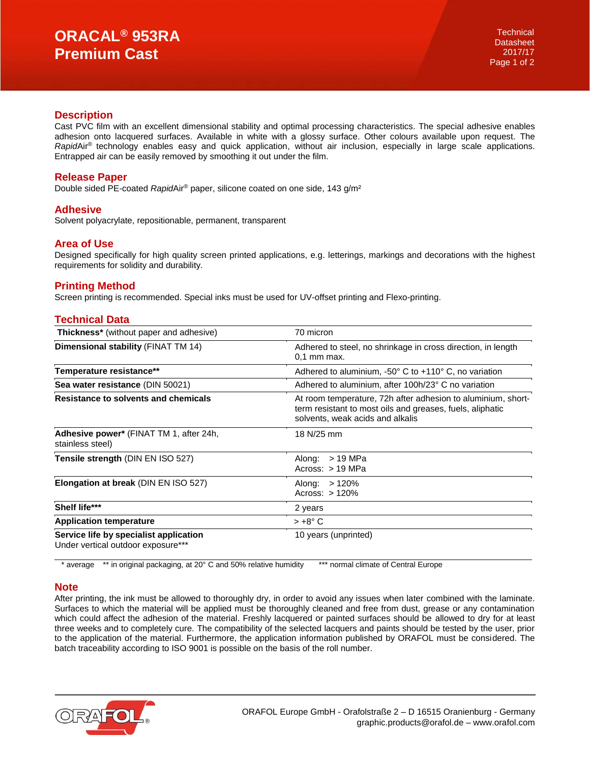# ORACAL® 953RA Premium Cast

Technical Datasheet 2017/17

## Description

Cast PVC film with an excellent dimensional stability and optimal processing characteristics. The special adhesive enables adhesion onto lacquered surfaces. Available in white with a glossy surface. Other colours available upon request. The *Rapid*Air® technology enables easy and quick application, without air inclusion, especially in large scale applications. Entrapped air can be easily removed by smoothing it out under the film.

## Release Paper

Double sided PE-coated *Rapid*Air® paper, silicone coated on one side, 143 g/m²

## Adhesive

Solvent polyacrylate, repositionable, permanent, transparent

## Area of Use

Designed specifically for high quality screen printed applications, e.g. letterings, markings and decorations with the highest requirements for solidity and durability.

## Printing Method

Screen printing is recommended. Special inks must be used for UV-offset printing and Flexo-printing.

## Technical Data

| | |
|---|---|
| **Thickness*** (without paper and adhesive) | 70 micron |
| **Dimensional stability** (FINAT TM 14) | Adhered to steel, no shrinkage in cross direction, in length 0,1 mm max. |
| **Temperature resistance**** | Adhered to aluminium, -50° C to +110° C, no variation |
| **Sea water resistance** (DIN 50021) | Adhered to aluminium, after 100h/23° C no variation |
| **Resistance to solvents and chemicals** | At room temperature, 72h after adhesion to aluminium, short-term resistant to most oils and greases, fuels, aliphatic solvents, weak acids and alkalis |
| **Adhesive power*** (FINAT TM 1, after 24h, stainless steel) | 18 N/25 mm |
| **Tensile strength** (DIN EN ISO 527) | Along: > 19 MPa<br>Across: > 19 MPa |
| **Elongation at break** (DIN EN ISO 527) | Along: > 120%<br>Across: > 120% |
| **Shelf life*** | 2 years |
| **Application temperature** | > +8° C |
| **Service life by specialist application**<br>Under vertical outdoor exposure*** | 10 years (unprinted) |

\* average ** in original packaging, at 20° C and 50% relative humidity *** normal climate of Central Europe

## Note

After printing, the ink must be allowed to thoroughly dry, in order to avoid any issues when later combined with the laminate. Surfaces to which the material will be applied must be thoroughly cleaned and free from dust, grease or any contamination which could affect the adhesion of the material. Freshly lacquered or painted surfaces should be allowed to dry for at least three weeks and to completely cure. The compatibility of the selected lacquers and paints should be tested by the user, prior to the application of the material. Furthermore, the application information published by ORAFOL must be considered. The batch traceability according to ISO 9001 is possible on the basis of the roll number.

ORAFOL Europe GmbH - Orafolstraße 2 – D 16515 Oranienburg - Germany
graphic.products@orafol.de – www.orafol.com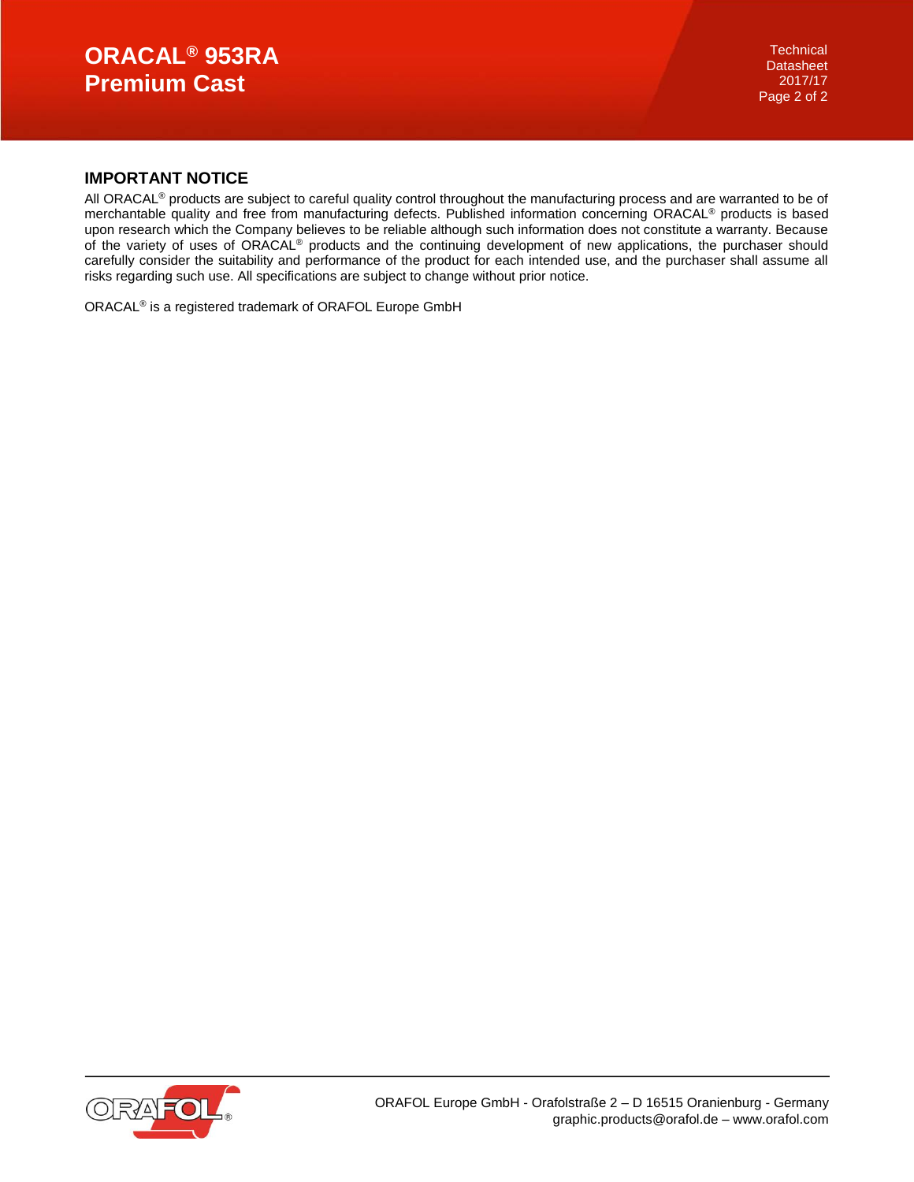## IMPORTANT NOTICE

All ORACAL® products are subject to careful quality control throughout the manufacturing process and are warranted to be of merchantable quality and free from manufacturing defects. Published information concerning ORACAL® products is based upon research which the Company believes to be reliable although such information does not constitute a warranty. Because of the variety of uses of ORACAL® products and the continuing development of new applications, the purchaser should carefully consider the suitability and performance of the product for each intended use, and the purchaser shall assume all risks regarding such use. All specifications are subject to change without prior notice.

ORACAL® is a registered trademark of ORAFOL Europe GmbH